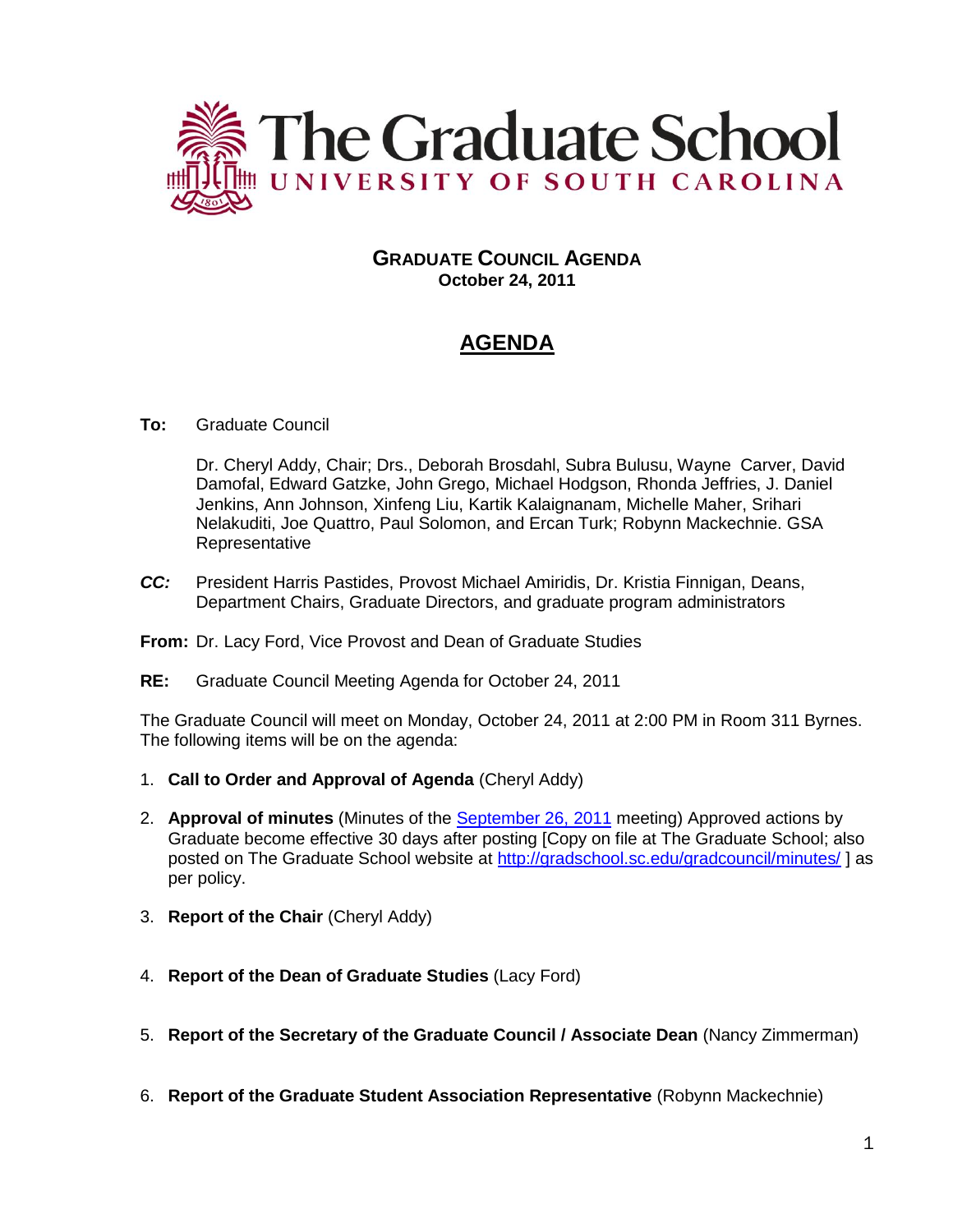# The Graduate School
## UNIVERSITY OF SOUTH CAROLINA

**GRADUATE COUNCIL AGENDA**
**October 24, 2011**

## AGENDA

**To:** Graduate Council

Dr. Cheryl Addy, Chair; Drs., Deborah Brosdahl, Subra Bulusu, Wayne Carver, David Damofal, Edward Gatzke, John Grego, Michael Hodgson, Rhonda Jeffries, J. Daniel Jenkins, Ann Johnson, Xinfeng Liu, Kartik Kalaignanam, Michelle Maher, Srihari Nelakuditi, Joe Quattro, Paul Solomon, and Ercan Turk; Robynn Mackechnie. GSA Representative

***CC:*** President Harris Pastides, Provost Michael Amiridis, Dr. Kristia Finnigan, Deans, Department Chairs, Graduate Directors, and graduate program administrators

**From:** Dr. Lacy Ford, Vice Provost and Dean of Graduate Studies

**RE:** Graduate Council Meeting Agenda for October 24, 2011

The Graduate Council will meet on Monday, October 24, 2011 at 2:00 PM in Room 311 Byrnes. The following items will be on the agenda:

1. **Call to Order and Approval of Agenda** (Cheryl Addy)
2. **Approval of minutes** (Minutes of the September 26, 2011 meeting) Approved actions by Graduate become effective 30 days after posting [Copy on file at The Graduate School; also posted on The Graduate School website at http://gradschool.sc.edu/gradcouncil/minutes/ ] as per policy.
3. **Report of the Chair** (Cheryl Addy)
4. **Report of the Dean of Graduate Studies** (Lacy Ford)
5. **Report of the Secretary of the Graduate Council / Associate Dean** (Nancy Zimmerman)
6. **Report of the Graduate Student Association Representative** (Robynn Mackechnie)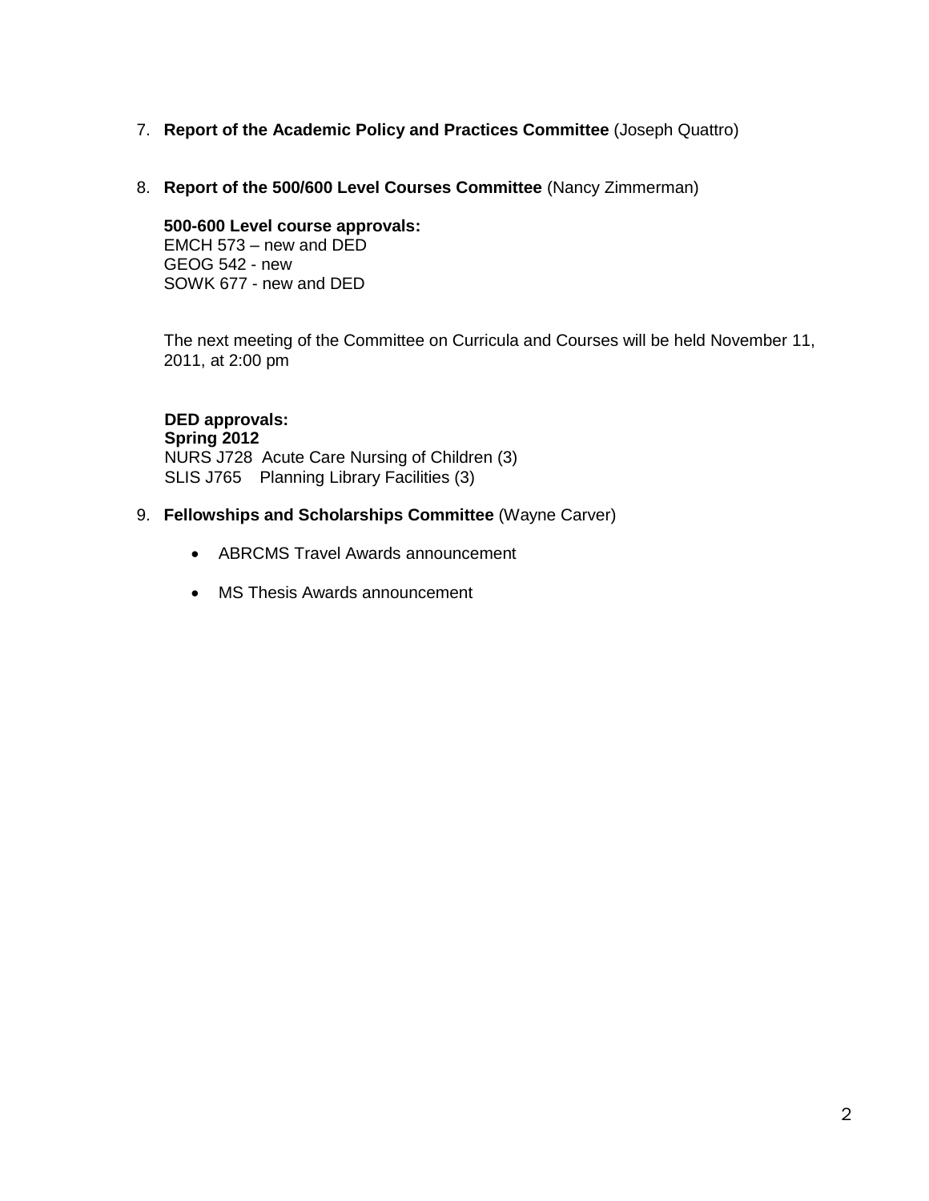7. **Report of the Academic Policy and Practices Committee** (Joseph Quattro)

8. **Report of the 500/600 Level Courses Committee** (Nancy Zimmerman)

   **500-600 Level course approvals:**
   EMCH 573 – new and DED
   GEOG 542 - new
   SOWK 677 - new and DED

   The next meeting of the Committee on Curricula and Courses will be held November 11, 2011, at 2:00 pm

   **DED approvals:**
   **Spring 2012**
   NURS J728 Acute Care Nursing of Children (3)
   SLIS J765 Planning Library Facilities (3)

9. **Fellowships and Scholarships Committee** (Wayne Carver)

   - ABRCMS Travel Awards announcement
   - MS Thesis Awards announcement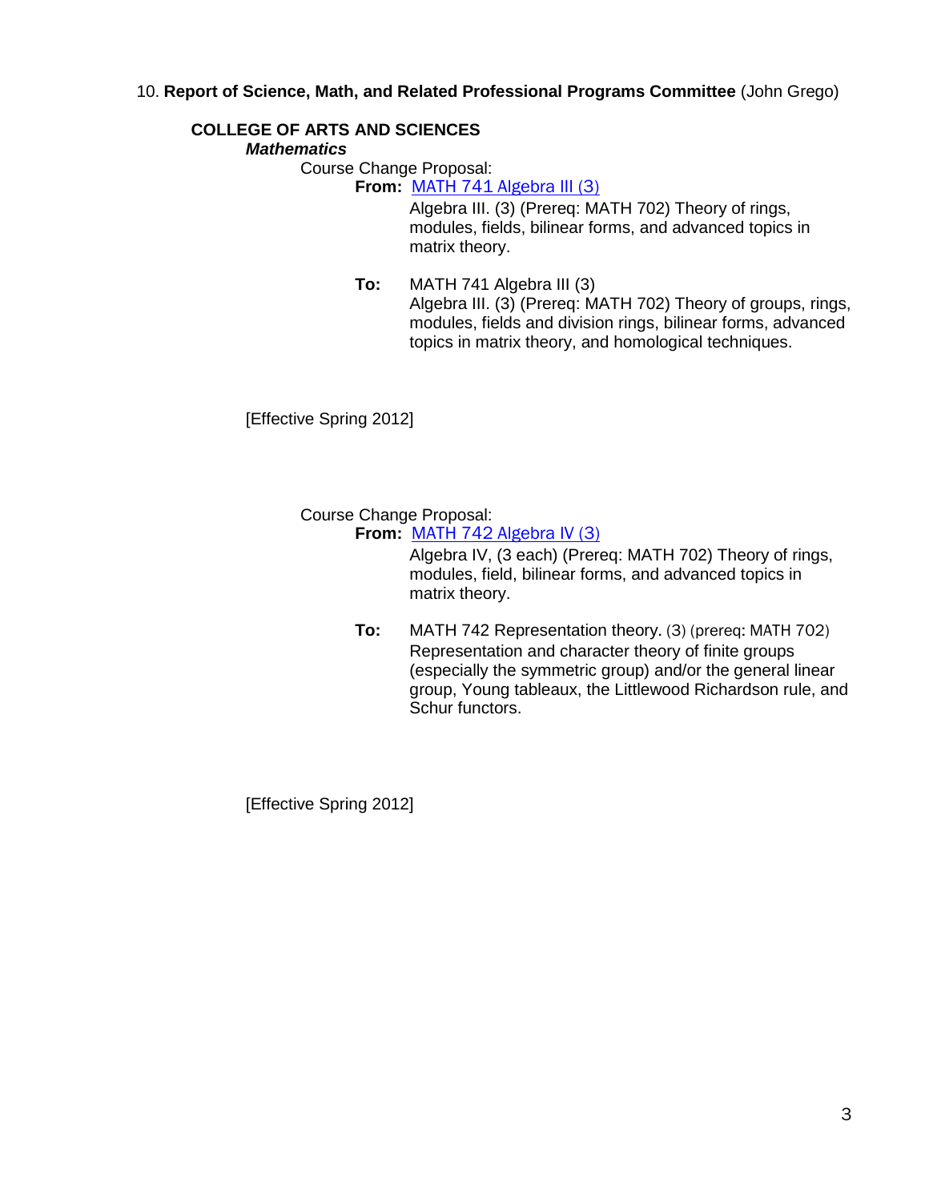10. **Report of Science, Math, and Related Professional Programs Committee** (John Grego)

**COLLEGE OF ARTS AND SCIENCES**

***Mathematics***

Course Change Proposal:

**From:** MATH 741 Algebra III (3)

Algebra III. (3) (Prereq: MATH 702) Theory of rings, modules, fields, bilinear forms, and advanced topics in matrix theory.

**To:** MATH 741 Algebra III (3)

Algebra III. (3) (Prereq: MATH 702) Theory of groups, rings, modules, fields and division rings, bilinear forms, advanced topics in matrix theory, and homological techniques.

[Effective Spring 2012]

Course Change Proposal:

**From:** MATH 742 Algebra IV (3)

Algebra IV, (3 each) (Prereq: MATH 702) Theory of rings, modules, field, bilinear forms, and advanced topics in matrix theory.

**To:** MATH 742 Representation theory. (3) (prereq: MATH 702) Representation and character theory of finite groups (especially the symmetric group) and/or the general linear group, Young tableaux, the Littlewood Richardson rule, and Schur functors.

[Effective Spring 2012]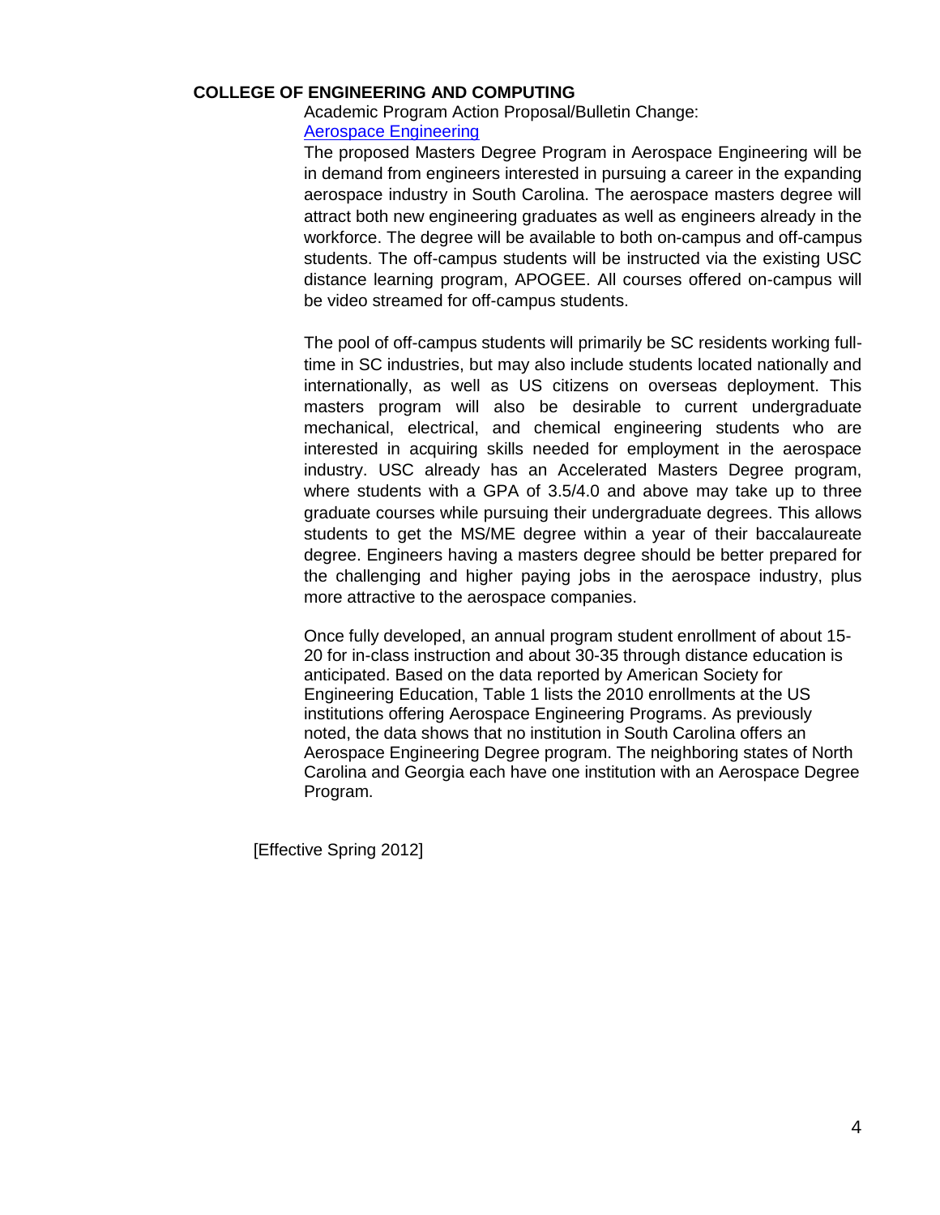**COLLEGE OF ENGINEERING AND COMPUTING**

Academic Program Action Proposal/Bulletin Change:

Aerospace Engineering

The proposed Masters Degree Program in Aerospace Engineering will be in demand from engineers interested in pursuing a career in the expanding aerospace industry in South Carolina. The aerospace masters degree will attract both new engineering graduates as well as engineers already in the workforce. The degree will be available to both on-campus and off-campus students. The off-campus students will be instructed via the existing USC distance learning program, APOGEE. All courses offered on-campus will be video streamed for off-campus students.

The pool of off-campus students will primarily be SC residents working full-time in SC industries, but may also include students located nationally and internationally, as well as US citizens on overseas deployment. This masters program will also be desirable to current undergraduate mechanical, electrical, and chemical engineering students who are interested in acquiring skills needed for employment in the aerospace industry. USC already has an Accelerated Masters Degree program, where students with a GPA of 3.5/4.0 and above may take up to three graduate courses while pursuing their undergraduate degrees. This allows students to get the MS/ME degree within a year of their baccalaureate degree. Engineers having a masters degree should be better prepared for the challenging and higher paying jobs in the aerospace industry, plus more attractive to the aerospace companies.

Once fully developed, an annual program student enrollment of about 15-20 for in-class instruction and about 30-35 through distance education is anticipated. Based on the data reported by American Society for Engineering Education, Table 1 lists the 2010 enrollments at the US institutions offering Aerospace Engineering Programs. As previously noted, the data shows that no institution in South Carolina offers an Aerospace Engineering Degree program. The neighboring states of North Carolina and Georgia each have one institution with an Aerospace Degree Program.

[Effective Spring 2012]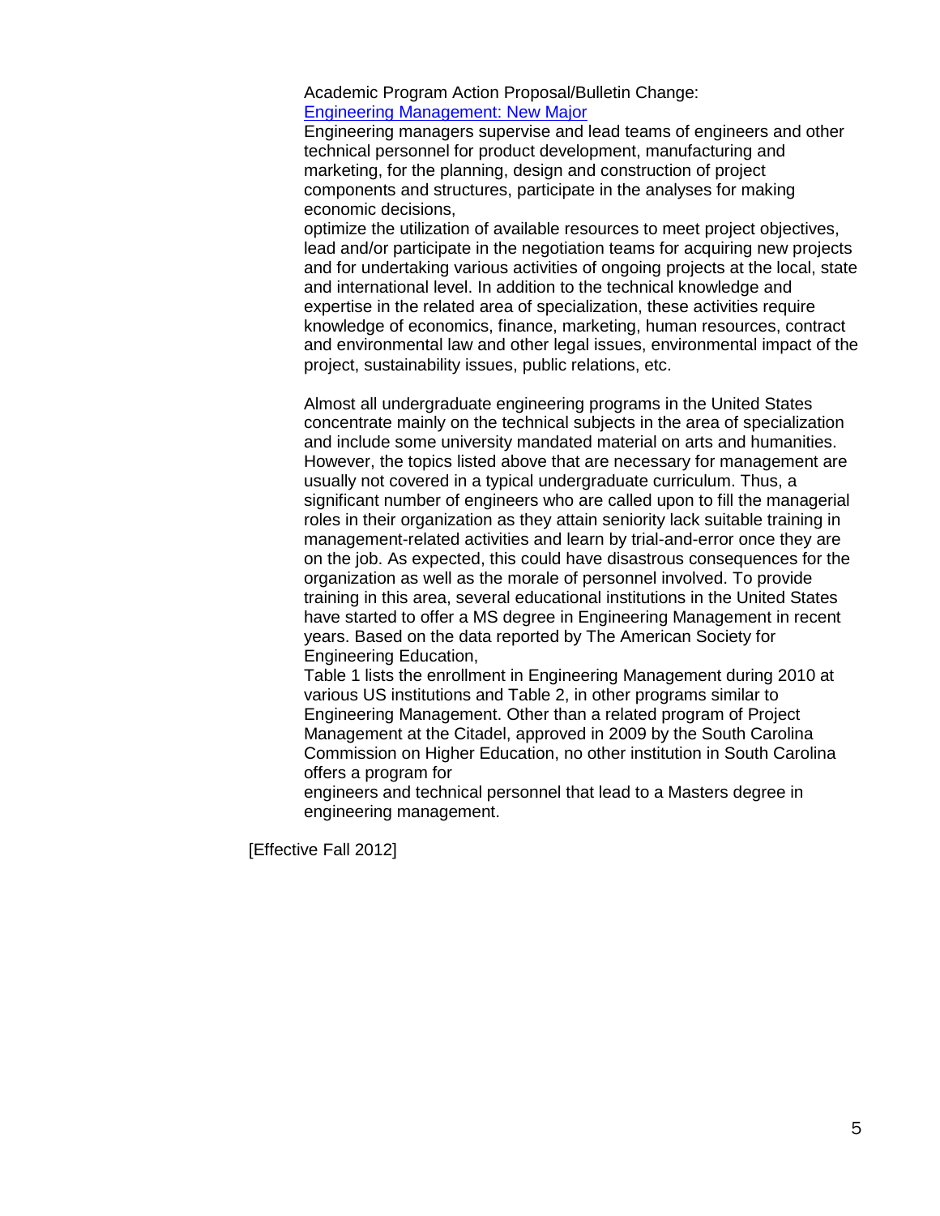Academic Program Action Proposal/Bulletin Change:
Engineering Management: New Major

Engineering managers supervise and lead teams of engineers and other technical personnel for product development, manufacturing and marketing, for the planning, design and construction of project components and structures, participate in the analyses for making economic decisions,
optimize the utilization of available resources to meet project objectives, lead and/or participate in the negotiation teams for acquiring new projects and for undertaking various activities of ongoing projects at the local, state and international level. In addition to the technical knowledge and expertise in the related area of specialization, these activities require knowledge of economics, finance, marketing, human resources, contract and environmental law and other legal issues, environmental impact of the project, sustainability issues, public relations, etc.

Almost all undergraduate engineering programs in the United States concentrate mainly on the technical subjects in the area of specialization and include some university mandated material on arts and humanities. However, the topics listed above that are necessary for management are usually not covered in a typical undergraduate curriculum. Thus, a significant number of engineers who are called upon to fill the managerial roles in their organization as they attain seniority lack suitable training in management-related activities and learn by trial-and-error once they are on the job. As expected, this could have disastrous consequences for the organization as well as the morale of personnel involved. To provide training in this area, several educational institutions in the United States have started to offer a MS degree in Engineering Management in recent years. Based on the data reported by The American Society for Engineering Education,
Table 1 lists the enrollment in Engineering Management during 2010 at various US institutions and Table 2, in other programs similar to Engineering Management. Other than a related program of Project Management at the Citadel, approved in 2009 by the South Carolina Commission on Higher Education, no other institution in South Carolina offers a program for
engineers and technical personnel that lead to a Masters degree in engineering management.

[Effective Fall 2012]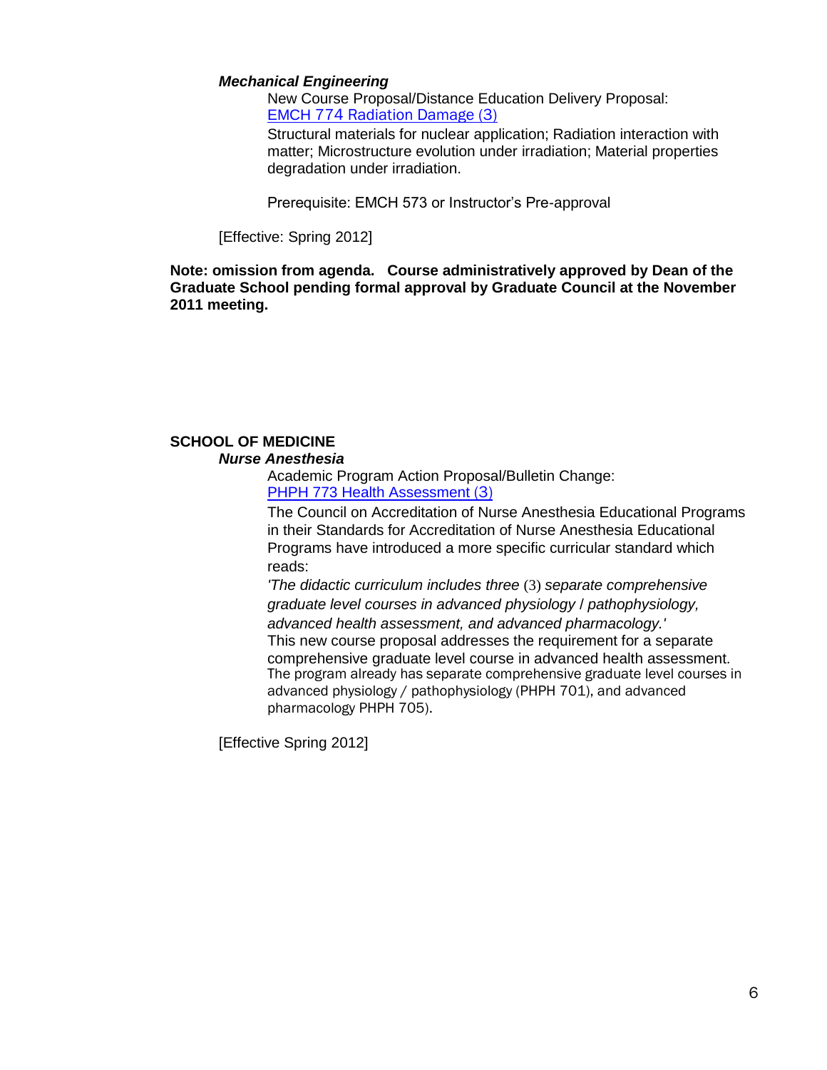*Mechanical Engineering*

New Course Proposal/Distance Education Delivery Proposal:
EMCH 774 Radiation Damage (3)

Structural materials for nuclear application; Radiation interaction with matter; Microstructure evolution under irradiation; Material properties degradation under irradiation.

Prerequisite: EMCH 573 or Instructor's Pre-approval

[Effective: Spring 2012]

**Note: omission from agenda. Course administratively approved by Dean of the Graduate School pending formal approval by Graduate Council at the November 2011 meeting.**

**SCHOOL OF MEDICINE**

*Nurse Anesthesia*

Academic Program Action Proposal/Bulletin Change:
PHPH 773 Health Assessment (3)

The Council on Accreditation of Nurse Anesthesia Educational Programs in their Standards for Accreditation of Nurse Anesthesia Educational Programs have introduced a more specific curricular standard which reads:

*'The didactic curriculum includes three* (3) *separate comprehensive graduate level courses in advanced physiology / pathophysiology, advanced health assessment, and advanced pharmacology.'*

This new course proposal addresses the requirement for a separate comprehensive graduate level course in advanced health assessment. The program already has separate comprehensive graduate level courses in advanced physiology / pathophysiology (PHPH 701), and advanced pharmacology PHPH 705).

[Effective Spring 2012]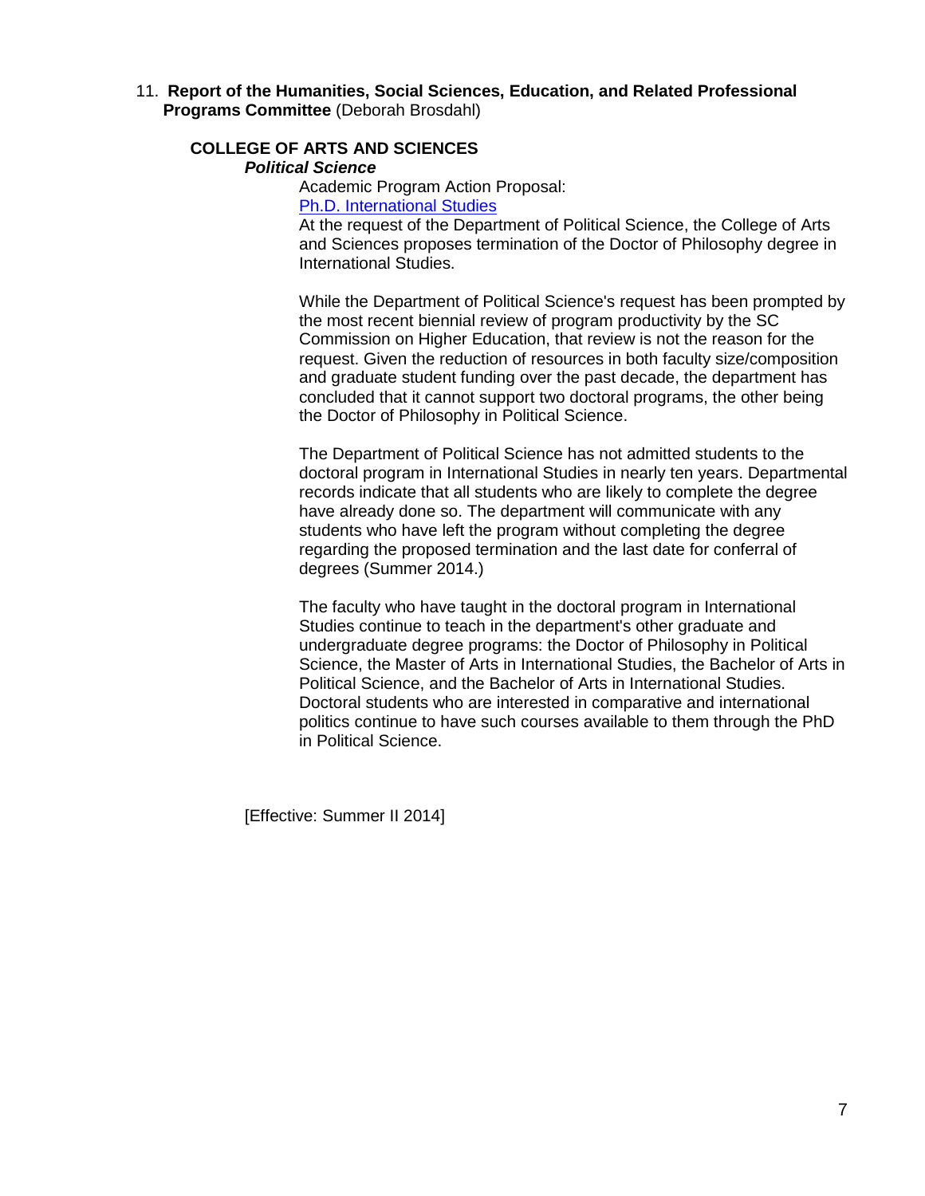11. **Report of the Humanities, Social Sciences, Education, and Related Professional Programs Committee** (Deborah Brosdahl)

**COLLEGE OF ARTS AND SCIENCES**

***Political Science***

Academic Program Action Proposal:
[Ph.D. International Studies]

At the request of the Department of Political Science, the College of Arts and Sciences proposes termination of the Doctor of Philosophy degree in International Studies.

While the Department of Political Science's request has been prompted by the most recent biennial review of program productivity by the SC Commission on Higher Education, that review is not the reason for the request. Given the reduction of resources in both faculty size/composition and graduate student funding over the past decade, the department has concluded that it cannot support two doctoral programs, the other being the Doctor of Philosophy in Political Science.

The Department of Political Science has not admitted students to the doctoral program in International Studies in nearly ten years. Departmental records indicate that all students who are likely to complete the degree have already done so. The department will communicate with any students who have left the program without completing the degree regarding the proposed termination and the last date for conferral of degrees (Summer 2014.)

The faculty who have taught in the doctoral program in International Studies continue to teach in the department's other graduate and undergraduate degree programs: the Doctor of Philosophy in Political Science, the Master of Arts in International Studies, the Bachelor of Arts in Political Science, and the Bachelor of Arts in International Studies. Doctoral students who are interested in comparative and international politics continue to have such courses available to them through the PhD in Political Science.

[Effective: Summer II 2014]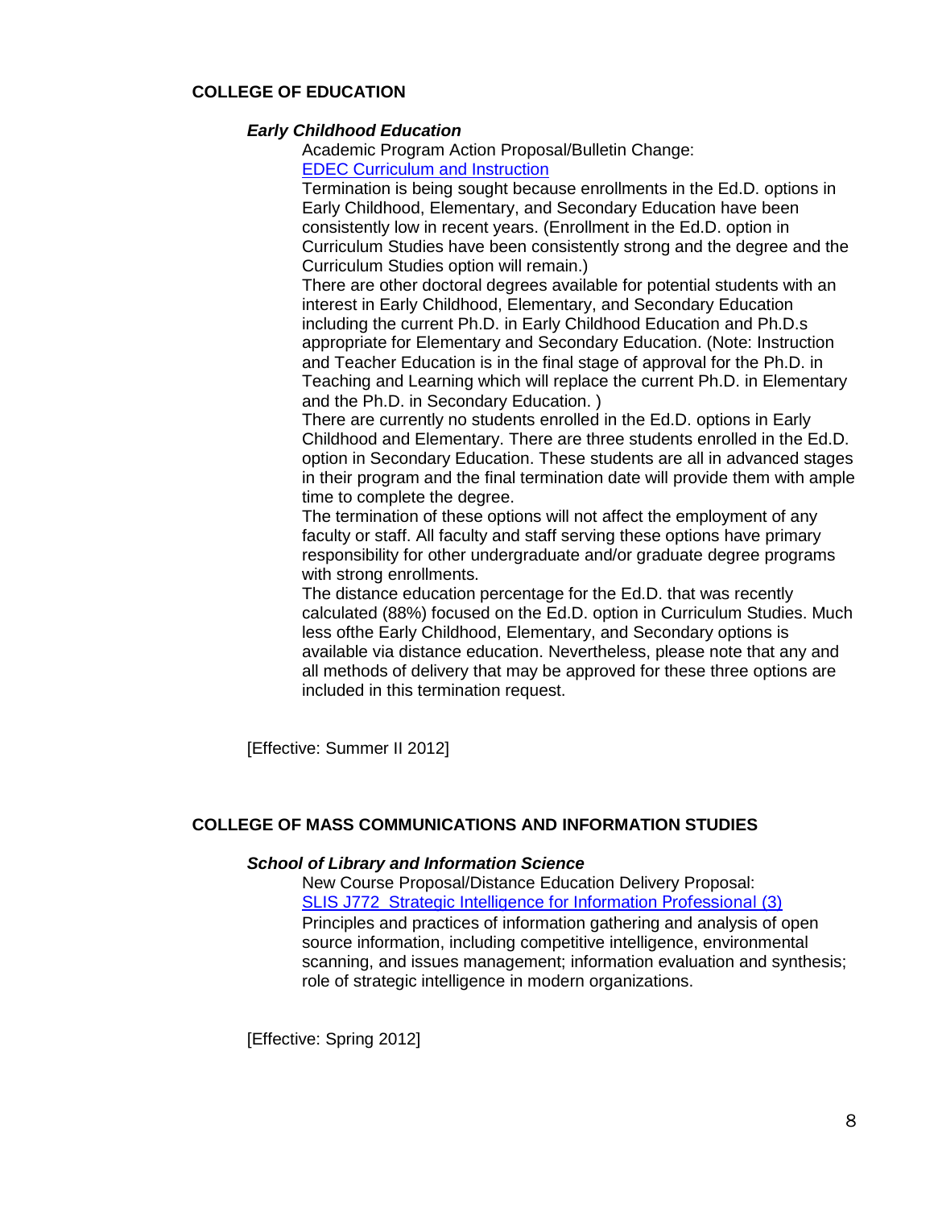## COLLEGE OF EDUCATION

### *Early Childhood Education*

Academic Program Action Proposal/Bulletin Change:
EDEC Curriculum and Instruction

Termination is being sought because enrollments in the Ed.D. options in Early Childhood, Elementary, and Secondary Education have been consistently low in recent years. (Enrollment in the Ed.D. option in Curriculum Studies have been consistently strong and the degree and the Curriculum Studies option will remain.)

There are other doctoral degrees available for potential students with an interest in Early Childhood, Elementary, and Secondary Education including the current Ph.D. in Early Childhood Education and Ph.D.s appropriate for Elementary and Secondary Education. (Note: Instruction and Teacher Education is in the final stage of approval for the Ph.D. in Teaching and Learning which will replace the current Ph.D. in Elementary and the Ph.D. in Secondary Education. )

There are currently no students enrolled in the Ed.D. options in Early Childhood and Elementary. There are three students enrolled in the Ed.D. option in Secondary Education. These students are all in advanced stages in their program and the final termination date will provide them with ample time to complete the degree.

The termination of these options will not affect the employment of any faculty or staff. All faculty and staff serving these options have primary responsibility for other undergraduate and/or graduate degree programs with strong enrollments.

The distance education percentage for the Ed.D. that was recently calculated (88%) focused on the Ed.D. option in Curriculum Studies. Much less ofthe Early Childhood, Elementary, and Secondary options is available via distance education. Nevertheless, please note that any and all methods of delivery that may be approved for these three options are included in this termination request.

[Effective: Summer II 2012]

## COLLEGE OF MASS COMMUNICATIONS AND INFORMATION STUDIES

### *School of Library and Information Science*

New Course Proposal/Distance Education Delivery Proposal:
SLIS J772 Strategic Intelligence for Information Professional (3)

Principles and practices of information gathering and analysis of open source information, including competitive intelligence, environmental scanning, and issues management; information evaluation and synthesis; role of strategic intelligence in modern organizations.

[Effective: Spring 2012]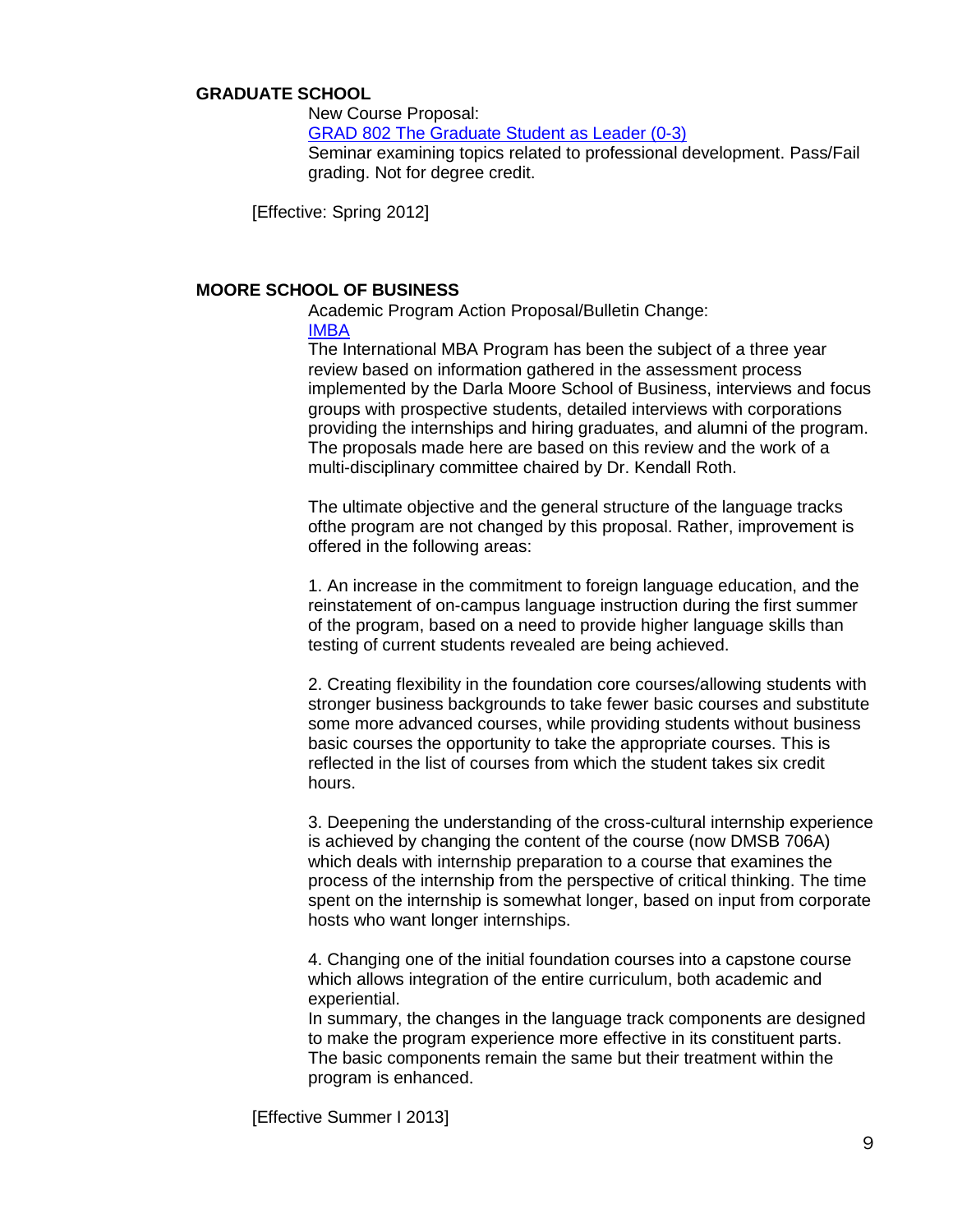**GRADUATE SCHOOL**

New Course Proposal:

GRAD 802 The Graduate Student as Leader (0-3)

Seminar examining topics related to professional development. Pass/Fail grading. Not for degree credit.

[Effective: Spring 2012]

**MOORE SCHOOL OF BUSINESS**

Academic Program Action Proposal/Bulletin Change:

IMBA

The International MBA Program has been the subject of a three year review based on information gathered in the assessment process implemented by the Darla Moore School of Business, interviews and focus groups with prospective students, detailed interviews with corporations providing the internships and hiring graduates, and alumni of the program. The proposals made here are based on this review and the work of a multi-disciplinary committee chaired by Dr. Kendall Roth.

The ultimate objective and the general structure of the language tracks ofthe program are not changed by this proposal. Rather, improvement is offered in the following areas:

1. An increase in the commitment to foreign language education, and the reinstatement of on-campus language instruction during the first summer of the program, based on a need to provide higher language skills than testing of current students revealed are being achieved.

2. Creating flexibility in the foundation core courses/allowing students with stronger business backgrounds to take fewer basic courses and substitute some more advanced courses, while providing students without business basic courses the opportunity to take the appropriate courses. This is reflected in the list of courses from which the student takes six credit hours.

3. Deepening the understanding of the cross-cultural internship experience is achieved by changing the content of the course (now DMSB 706A) which deals with internship preparation to a course that examines the process of the internship from the perspective of critical thinking. The time spent on the internship is somewhat longer, based on input from corporate hosts who want longer internships.

4. Changing one of the initial foundation courses into a capstone course which allows integration of the entire curriculum, both academic and experiential.

In summary, the changes in the language track components are designed to make the program experience more effective in its constituent parts. The basic components remain the same but their treatment within the program is enhanced.

[Effective Summer I 2013]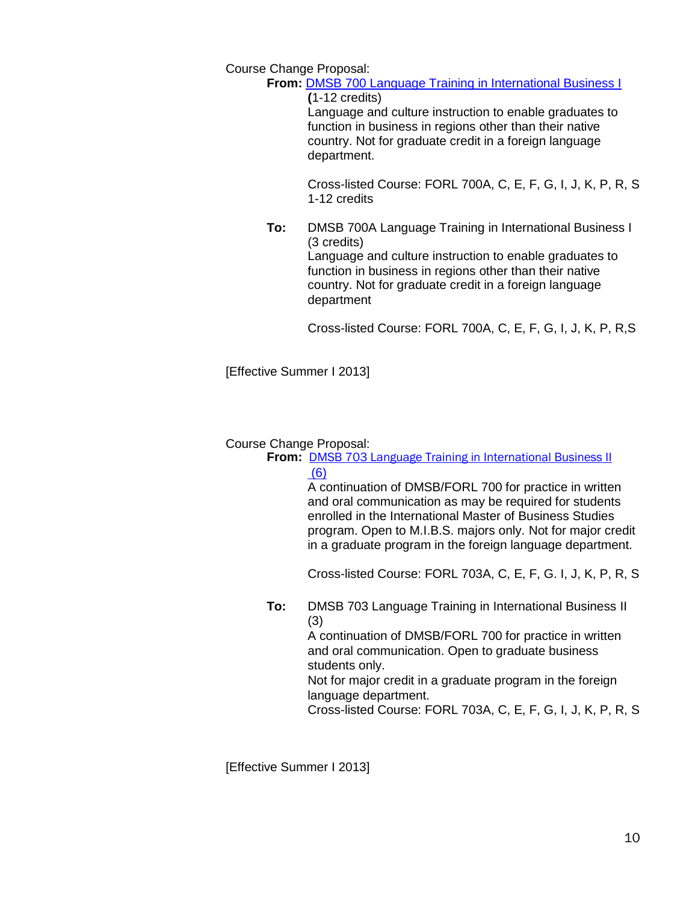Course Change Proposal:

**From:** DMSB 700 Language Training in International Business I
**(**1-12 credits)
Language and culture instruction to enable graduates to function in business in regions other than their native country. Not for graduate credit in a foreign language department.

Cross-listed Course: FORL 700A, C, E, F, G, I, J, K, P, R, S
1-12 credits

**To:** DMSB 700A Language Training in International Business I
(3 credits)
Language and culture instruction to enable graduates to function in business in regions other than their native country. Not for graduate credit in a foreign language department

Cross-listed Course: FORL 700A, C, E, F, G, I, J, K, P, R,S

[Effective Summer I 2013]

Course Change Proposal:

**From:** DMSB 703 Language Training in International Business II
(6)
A continuation of DMSB/FORL 700 for practice in written and oral communication as may be required for students enrolled in the International Master of Business Studies program. Open to M.I.B.S. majors only. Not for major credit in a graduate program in the foreign language department.

Cross-listed Course: FORL 703A, C, E, F, G. I, J, K, P, R, S

**To:** DMSB 703 Language Training in International Business II
(3)
A continuation of DMSB/FORL 700 for practice in written and oral communication. Open to graduate business students only.
Not for major credit in a graduate program in the foreign language department.
Cross-listed Course: FORL 703A, C, E, F, G, I, J, K, P, R, S

[Effective Summer I 2013]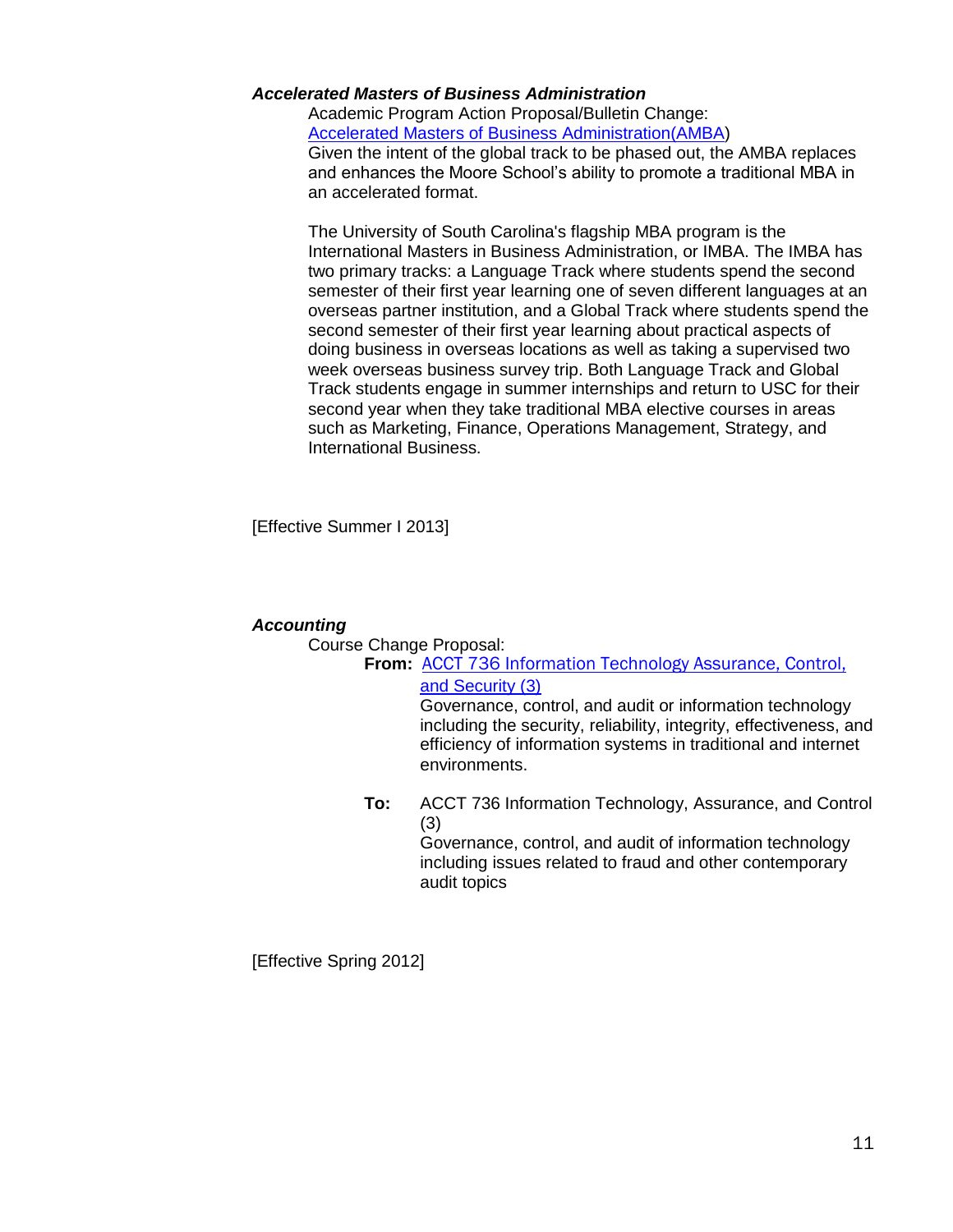***Accelerated Masters of Business Administration***

Academic Program Action Proposal/Bulletin Change:
Accelerated Masters of Business Administration(AMBA)
Given the intent of the global track to be phased out, the AMBA replaces and enhances the Moore School's ability to promote a traditional MBA in an accelerated format.

The University of South Carolina's flagship MBA program is the International Masters in Business Administration, or IMBA. The IMBA has two primary tracks: a Language Track where students spend the second semester of their first year learning one of seven different languages at an overseas partner institution, and a Global Track where students spend the second semester of their first year learning about practical aspects of doing business in overseas locations as well as taking a supervised two week overseas business survey trip. Both Language Track and Global Track students engage in summer internships and return to USC for their second year when they take traditional MBA elective courses in areas such as Marketing, Finance, Operations Management, Strategy, and International Business.

[Effective Summer I 2013]

***Accounting***

Course Change Proposal:

**From:** ACCT 736 Information Technology Assurance, Control, and Security (3)
Governance, control, and audit or information technology including the security, reliability, integrity, effectiveness, and efficiency of information systems in traditional and internet environments.

**To:** ACCT 736 Information Technology, Assurance, and Control (3)
Governance, control, and audit of information technology including issues related to fraud and other contemporary audit topics

[Effective Spring 2012]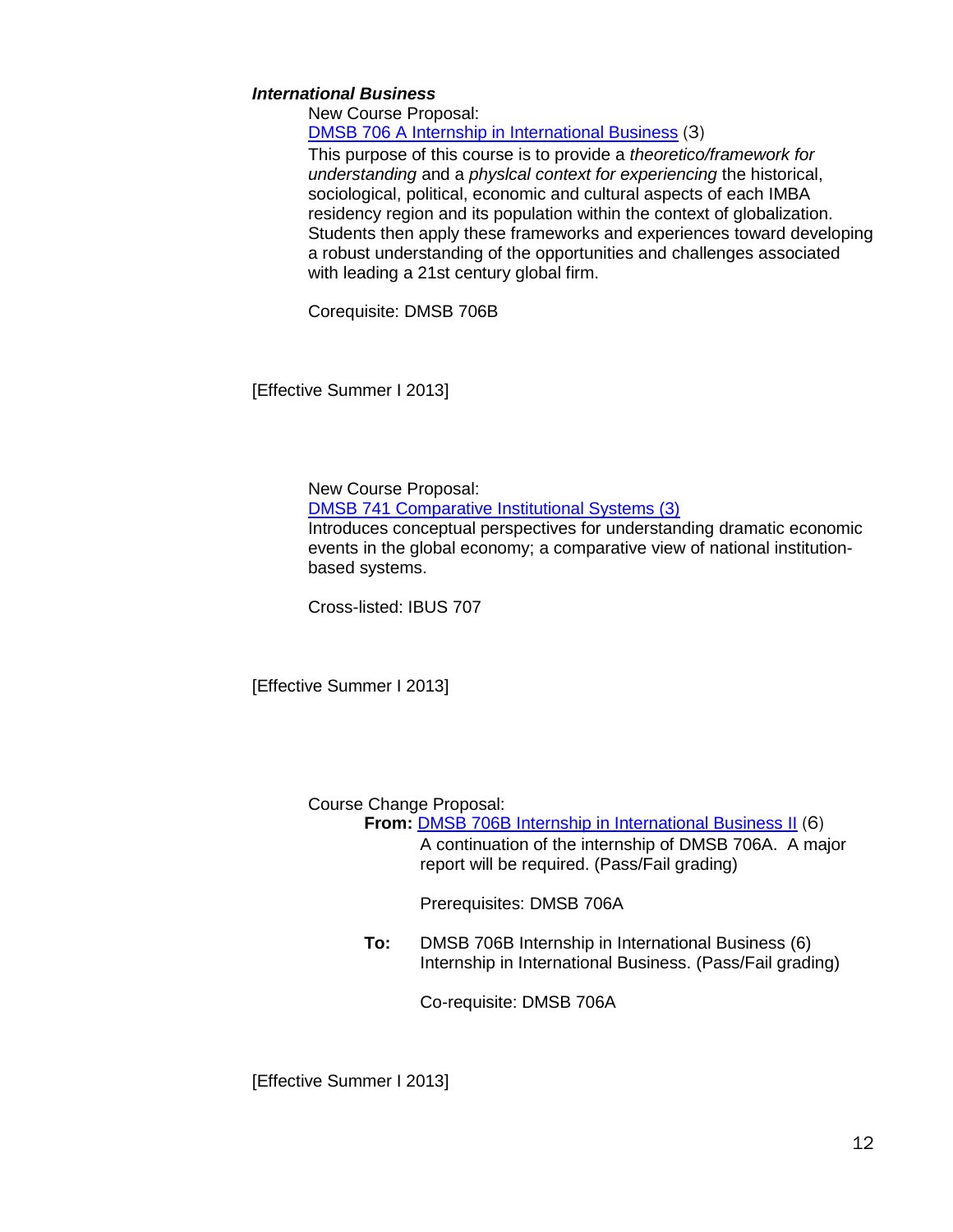***International Business***

New Course Proposal:

DMSB 706 A Internship in International Business (3)

This purpose of this course is to provide a *theoretico/framework for understanding* and a *physlcal context for experiencing* the historical, sociological, political, economic and cultural aspects of each IMBA residency region and its population within the context of globalization. Students then apply these frameworks and experiences toward developing a robust understanding of the opportunities and challenges associated with leading a 21st century global firm.

Corequisite: DMSB 706B

[Effective Summer I 2013]

New Course Proposal:

DMSB 741 Comparative Institutional Systems (3)

Introduces conceptual perspectives for understanding dramatic economic events in the global economy; a comparative view of national institution-based systems.

Cross-listed: IBUS 707

[Effective Summer I 2013]

Course Change Proposal:

**From:** DMSB 706B Internship in International Business II (6)

A continuation of the internship of DMSB 706A. A major report will be required. (Pass/Fail grading)

Prerequisites: DMSB 706A

**To:** DMSB 706B Internship in International Business (6)

Internship in International Business. (Pass/Fail grading)

Co-requisite: DMSB 706A

[Effective Summer I 2013]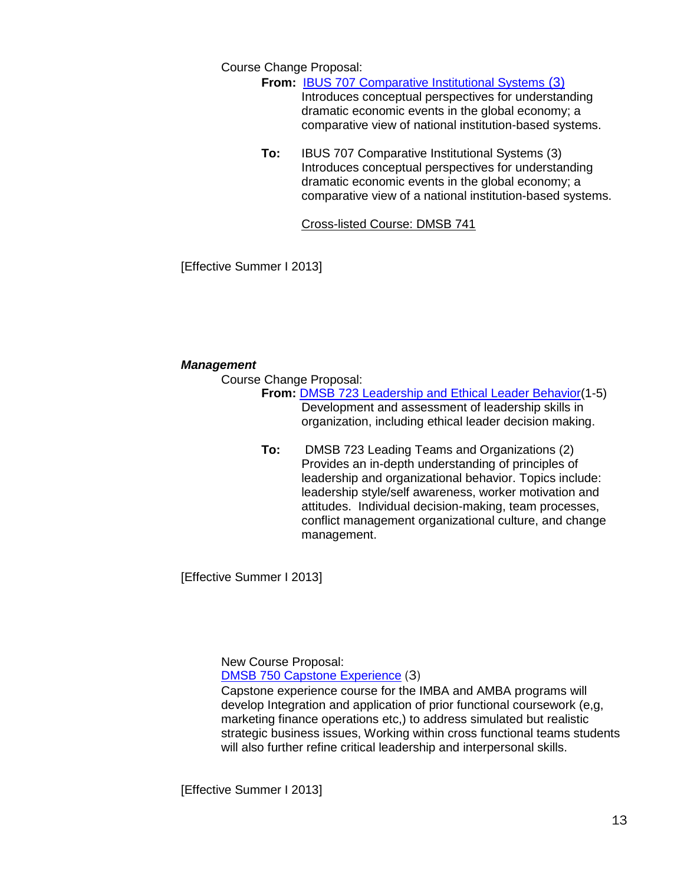Course Change Proposal:

**From:** IBUS 707 Comparative Institutional Systems (3)
Introduces conceptual perspectives for understanding dramatic economic events in the global economy; a comparative view of national institution-based systems.

**To:** IBUS 707 Comparative Institutional Systems (3)
Introduces conceptual perspectives for understanding dramatic economic events in the global economy; a comparative view of a national institution-based systems.

Cross-listed Course: DMSB 741

[Effective Summer I 2013]

***Management***

Course Change Proposal:

**From:** DMSB 723 Leadership and Ethical Leader Behavior(1-5)
Development and assessment of leadership skills in organization, including ethical leader decision making.

**To:** DMSB 723 Leading Teams and Organizations (2)
Provides an in-depth understanding of principles of leadership and organizational behavior. Topics include: leadership style/self awareness, worker motivation and attitudes. Individual decision-making, team processes, conflict management organizational culture, and change management.

[Effective Summer I 2013]

New Course Proposal:

DMSB 750 Capstone Experience (3)
Capstone experience course for the IMBA and AMBA programs will develop Integration and application of prior functional coursework (e,g, marketing finance operations etc,) to address simulated but realistic strategic business issues, Working within cross functional teams students will also further refine critical leadership and interpersonal skills.

[Effective Summer I 2013]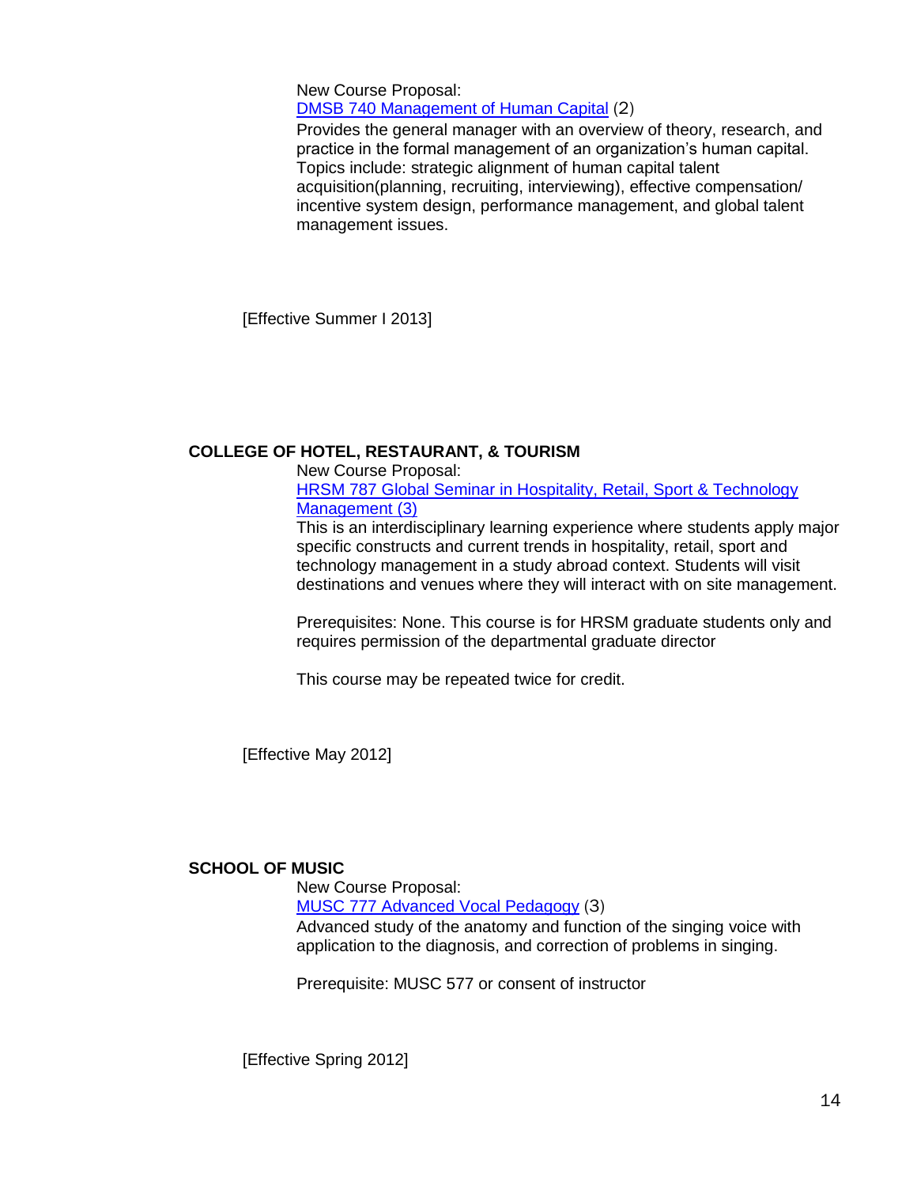New Course Proposal:
DMSB 740 Management of Human Capital (2)
Provides the general manager with an overview of theory, research, and practice in the formal management of an organization's human capital. Topics include: strategic alignment of human capital talent acquisition(planning, recruiting, interviewing), effective compensation/ incentive system design, performance management, and global talent management issues.

[Effective Summer I 2013]

**COLLEGE OF HOTEL, RESTAURANT, & TOURISM**

New Course Proposal:
HRSM 787 Global Seminar in Hospitality, Retail, Sport & Technology Management (3)
This is an interdisciplinary learning experience where students apply major specific constructs and current trends in hospitality, retail, sport and technology management in a study abroad context. Students will visit destinations and venues where they will interact with on site management.

Prerequisites: None. This course is for HRSM graduate students only and requires permission of the departmental graduate director

This course may be repeated twice for credit.

[Effective May 2012]

**SCHOOL OF MUSIC**

New Course Proposal:
MUSC 777 Advanced Vocal Pedagogy (3)
Advanced study of the anatomy and function of the singing voice with application to the diagnosis, and correction of problems in singing.

Prerequisite: MUSC 577 or consent of instructor

[Effective Spring 2012]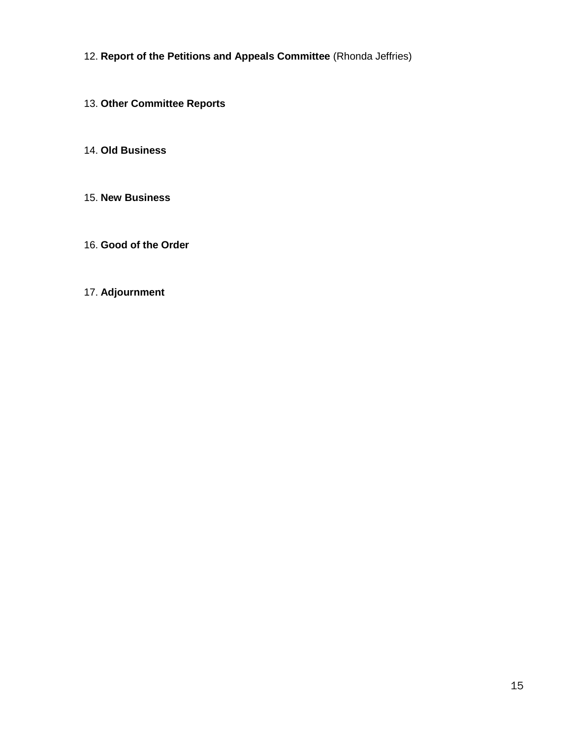12. **Report of the Petitions and Appeals Committee** (Rhonda Jeffries)

13. **Other Committee Reports**

14. **Old Business**

15. **New Business**

16. **Good of the Order**

17. **Adjournment**